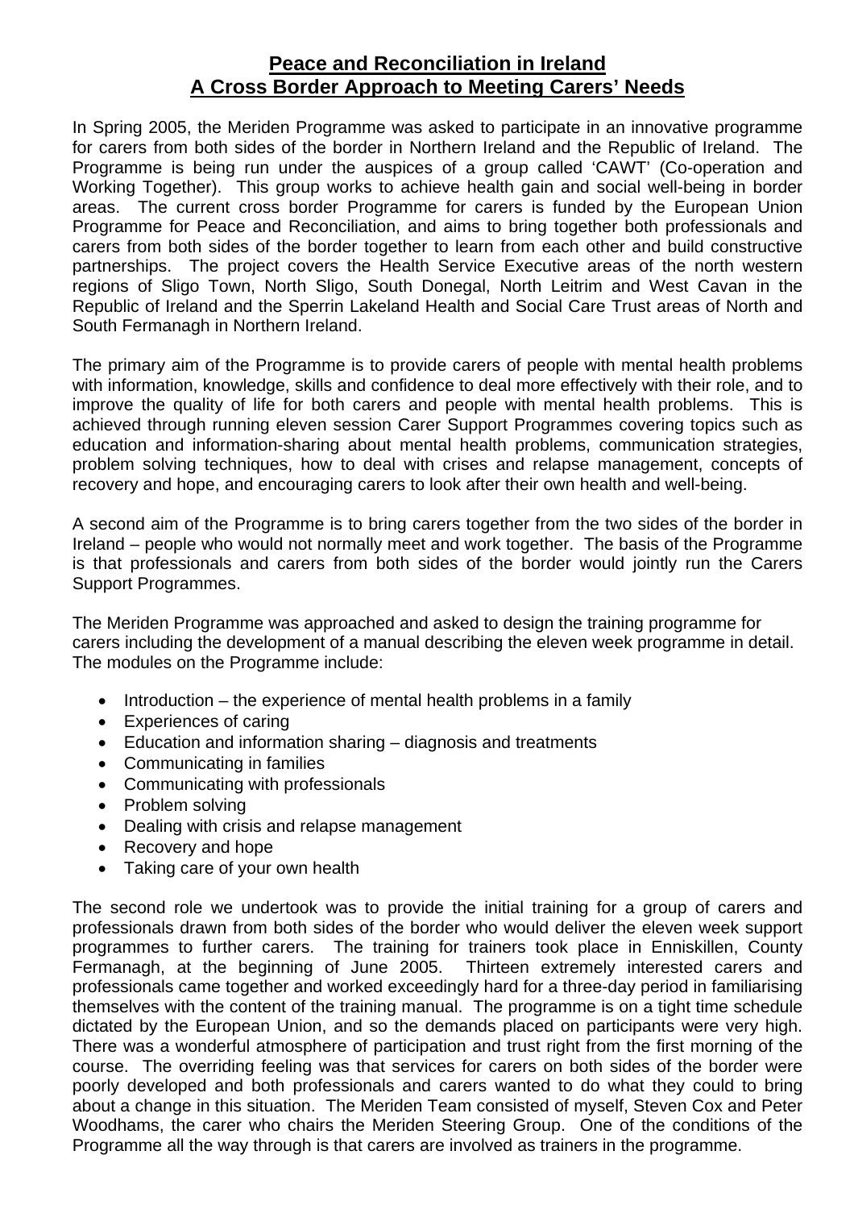# Peace and Reconciliation in Ireland
# A Cross Border Approach to Meeting Carers' Needs

In Spring 2005, the Meriden Programme was asked to participate in an innovative programme for carers from both sides of the border in Northern Ireland and the Republic of Ireland. The Programme is being run under the auspices of a group called 'CAWT' (Co-operation and Working Together). This group works to achieve health gain and social well-being in border areas. The current cross border Programme for carers is funded by the European Union Programme for Peace and Reconciliation, and aims to bring together both professionals and carers from both sides of the border together to learn from each other and build constructive partnerships. The project covers the Health Service Executive areas of the north western regions of Sligo Town, North Sligo, South Donegal, North Leitrim and West Cavan in the Republic of Ireland and the Sperrin Lakeland Health and Social Care Trust areas of North and South Fermanagh in Northern Ireland.

The primary aim of the Programme is to provide carers of people with mental health problems with information, knowledge, skills and confidence to deal more effectively with their role, and to improve the quality of life for both carers and people with mental health problems. This is achieved through running eleven session Carer Support Programmes covering topics such as education and information-sharing about mental health problems, communication strategies, problem solving techniques, how to deal with crises and relapse management, concepts of recovery and hope, and encouraging carers to look after their own health and well-being.

A second aim of the Programme is to bring carers together from the two sides of the border in Ireland – people who would not normally meet and work together. The basis of the Programme is that professionals and carers from both sides of the border would jointly run the Carers Support Programmes.

The Meriden Programme was approached and asked to design the training programme for carers including the development of a manual describing the eleven week programme in detail. The modules on the Programme include:

- Introduction – the experience of mental health problems in a family
- Experiences of caring
- Education and information sharing – diagnosis and treatments
- Communicating in families
- Communicating with professionals
- Problem solving
- Dealing with crisis and relapse management
- Recovery and hope
- Taking care of your own health

The second role we undertook was to provide the initial training for a group of carers and professionals drawn from both sides of the border who would deliver the eleven week support programmes to further carers. The training for trainers took place in Enniskillen, County Fermanagh, at the beginning of June 2005. Thirteen extremely interested carers and professionals came together and worked exceedingly hard for a three-day period in familiarising themselves with the content of the training manual. The programme is on a tight time schedule dictated by the European Union, and so the demands placed on participants were very high. There was a wonderful atmosphere of participation and trust right from the first morning of the course. The overriding feeling was that services for carers on both sides of the border were poorly developed and both professionals and carers wanted to do what they could to bring about a change in this situation. The Meriden Team consisted of myself, Steven Cox and Peter Woodhams, the carer who chairs the Meriden Steering Group. One of the conditions of the Programme all the way through is that carers are involved as trainers in the programme.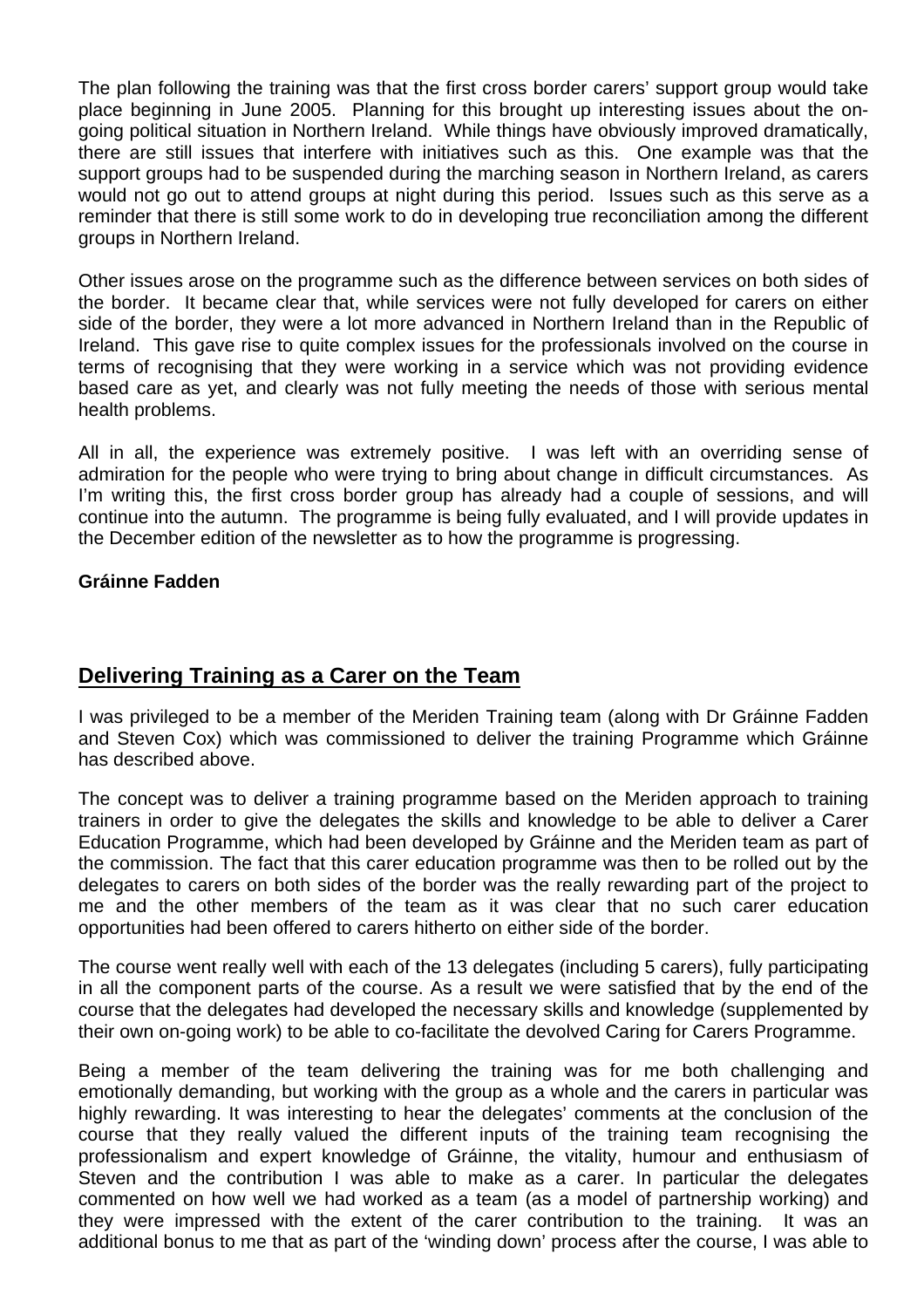The plan following the training was that the first cross border carers' support group would take place beginning in June 2005. Planning for this brought up interesting issues about the on-going political situation in Northern Ireland. While things have obviously improved dramatically, there are still issues that interfere with initiatives such as this. One example was that the support groups had to be suspended during the marching season in Northern Ireland, as carers would not go out to attend groups at night during this period. Issues such as this serve as a reminder that there is still some work to do in developing true reconciliation among the different groups in Northern Ireland.

Other issues arose on the programme such as the difference between services on both sides of the border. It became clear that, while services were not fully developed for carers on either side of the border, they were a lot more advanced in Northern Ireland than in the Republic of Ireland. This gave rise to quite complex issues for the professionals involved on the course in terms of recognising that they were working in a service which was not providing evidence based care as yet, and clearly was not fully meeting the needs of those with serious mental health problems.

All in all, the experience was extremely positive. I was left with an overriding sense of admiration for the people who were trying to bring about change in difficult circumstances. As I'm writing this, the first cross border group has already had a couple of sessions, and will continue into the autumn. The programme is being fully evaluated, and I will provide updates in the December edition of the newsletter as to how the programme is progressing.

**Gráinne Fadden**

## Delivering Training as a Carer on the Team

I was privileged to be a member of the Meriden Training team (along with Dr Gráinne Fadden and Steven Cox) which was commissioned to deliver the training Programme which Gráinne has described above.

The concept was to deliver a training programme based on the Meriden approach to training trainers in order to give the delegates the skills and knowledge to be able to deliver a Carer Education Programme, which had been developed by Gráinne and the Meriden team as part of the commission. The fact that this carer education programme was then to be rolled out by the delegates to carers on both sides of the border was the really rewarding part of the project to me and the other members of the team as it was clear that no such carer education opportunities had been offered to carers hitherto on either side of the border.

The course went really well with each of the 13 delegates (including 5 carers), fully participating in all the component parts of the course. As a result we were satisfied that by the end of the course that the delegates had developed the necessary skills and knowledge (supplemented by their own on-going work) to be able to co-facilitate the devolved Caring for Carers Programme.

Being a member of the team delivering the training was for me both challenging and emotionally demanding, but working with the group as a whole and the carers in particular was highly rewarding. It was interesting to hear the delegates' comments at the conclusion of the course that they really valued the different inputs of the training team recognising the professionalism and expert knowledge of Gráinne, the vitality, humour and enthusiasm of Steven and the contribution I was able to make as a carer. In particular the delegates commented on how well we had worked as a team (as a model of partnership working) and they were impressed with the extent of the carer contribution to the training. It was an additional bonus to me that as part of the 'winding down' process after the course, I was able to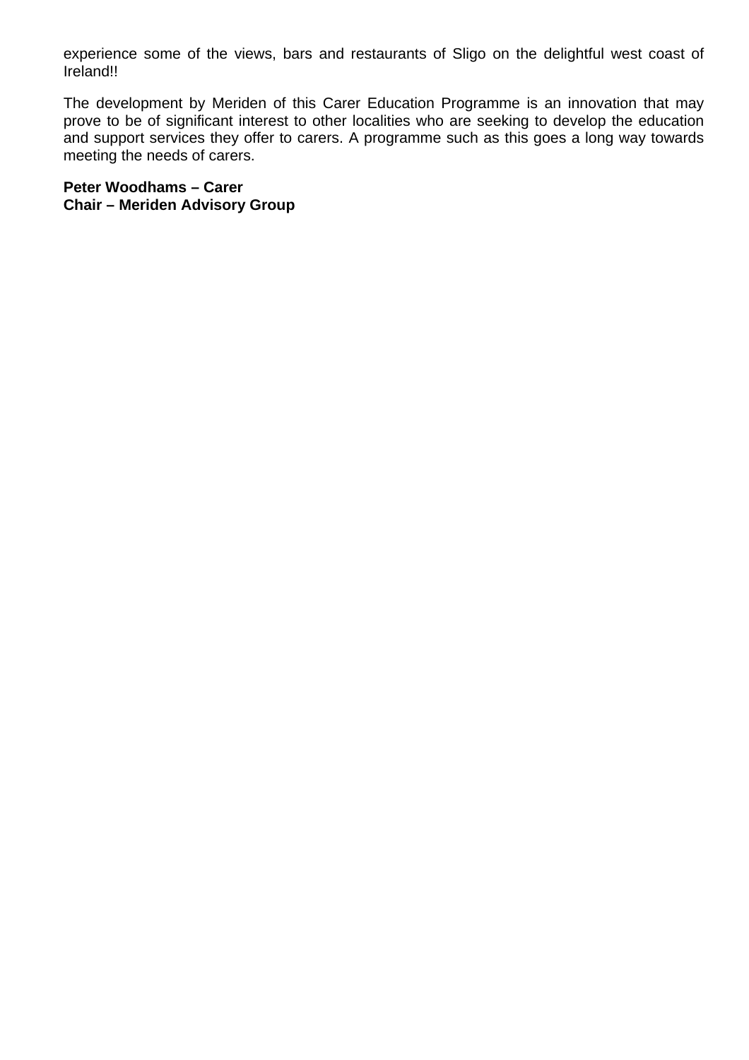experience some of the views, bars and restaurants of Sligo on the delightful west coast of Ireland!!

The development by Meriden of this Carer Education Programme is an innovation that may prove to be of significant interest to other localities who are seeking to develop the education and support services they offer to carers. A programme such as this goes a long way towards meeting the needs of carers.

**Peter Woodhams – Carer**
**Chair – Meriden Advisory Group**